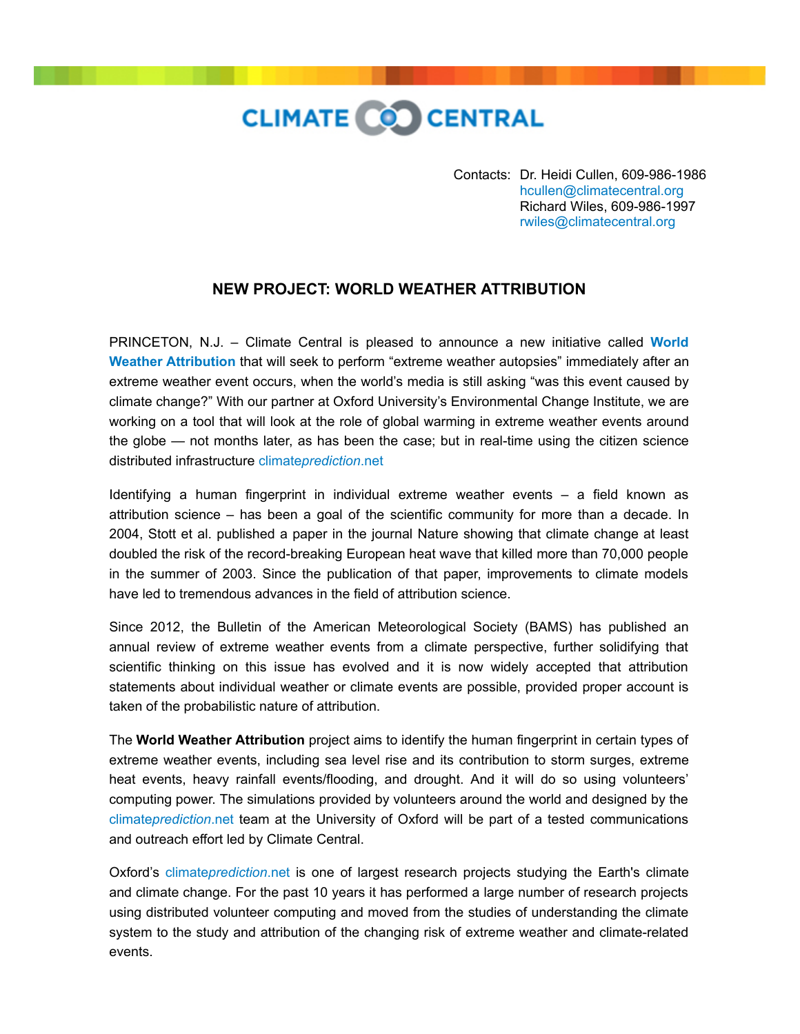CLIMATE CENTRAL

Contacts: Dr. Heidi Cullen, 609-986-1986
hcullen@climatecentral.org
Richard Wiles, 609-986-1997
rwiles@climatecentral.org

## NEW PROJECT: WORLD WEATHER ATTRIBUTION

PRINCETON, N.J. – Climate Central is pleased to announce a new initiative called **World Weather Attribution** that will seek to perform "extreme weather autopsies" immediately after an extreme weather event occurs, when the world's media is still asking "was this event caused by climate change?" With our partner at Oxford University's Environmental Change Institute, we are working on a tool that will look at the role of global warming in extreme weather events around the globe — not months later, as has been the case; but in real-time using the citizen science distributed infrastructure climate*prediction*.net

Identifying a human fingerprint in individual extreme weather events – a field known as attribution science – has been a goal of the scientific community for more than a decade. In 2004, Stott et al. published a paper in the journal Nature showing that climate change at least doubled the risk of the record-breaking European heat wave that killed more than 70,000 people in the summer of 2003. Since the publication of that paper, improvements to climate models have led to tremendous advances in the field of attribution science.

Since 2012, the Bulletin of the American Meteorological Society (BAMS) has published an annual review of extreme weather events from a climate perspective, further solidifying that scientific thinking on this issue has evolved and it is now widely accepted that attribution statements about individual weather or climate events are possible, provided proper account is taken of the probabilistic nature of attribution.

The **World Weather Attribution** project aims to identify the human fingerprint in certain types of extreme weather events, including sea level rise and its contribution to storm surges, extreme heat events, heavy rainfall events/flooding, and drought. And it will do so using volunteers' computing power. The simulations provided by volunteers around the world and designed by the climate*prediction*.net team at the University of Oxford will be part of a tested communications and outreach effort led by Climate Central.

Oxford's climate*prediction*.net is one of largest research projects studying the Earth's climate and climate change. For the past 10 years it has performed a large number of research projects using distributed volunteer computing and moved from the studies of understanding the climate system to the study and attribution of the changing risk of extreme weather and climate-related events.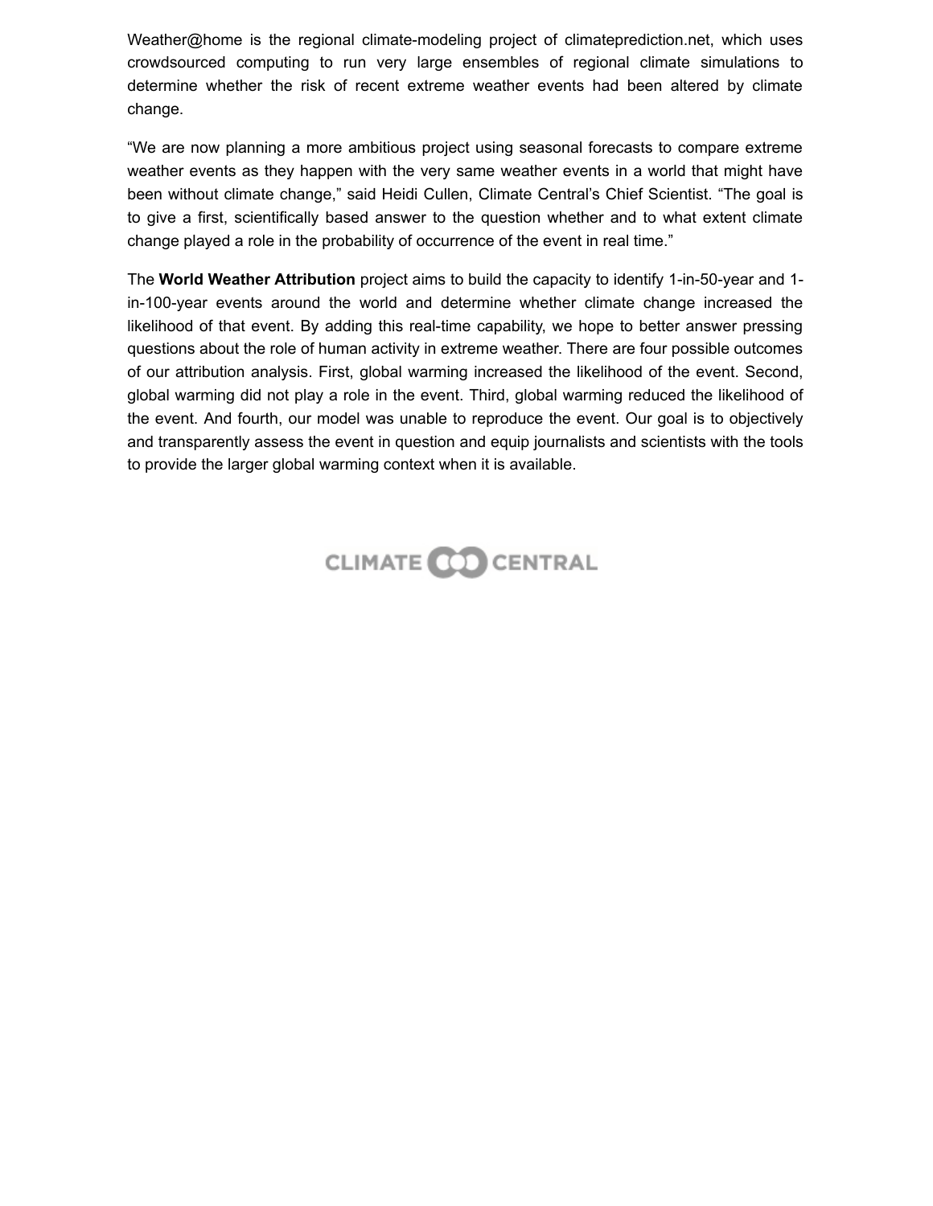Weather@home is the regional climate-modeling project of climateprediction.net, which uses crowdsourced computing to run very large ensembles of regional climate simulations to determine whether the risk of recent extreme weather events had been altered by climate change.

“We are now planning a more ambitious project using seasonal forecasts to compare extreme weather events as they happen with the very same weather events in a world that might have been without climate change,” said Heidi Cullen, Climate Central’s Chief Scientist. “The goal is to give a first, scientifically based answer to the question whether and to what extent climate change played a role in the probability of occurrence of the event in real time.”

The **World Weather Attribution** project aims to build the capacity to identify 1-in-50-year and 1-in-100-year events around the world and determine whether climate change increased the likelihood of that event. By adding this real-time capability, we hope to better answer pressing questions about the role of human activity in extreme weather. There are four possible outcomes of our attribution analysis. First, global warming increased the likelihood of the event. Second, global warming did not play a role in the event. Third, global warming reduced the likelihood of the event. And fourth, our model was unable to reproduce the event. Our goal is to objectively and transparently assess the event in question and equip journalists and scientists with the tools to provide the larger global warming context when it is available.

CLIMATE CENTRAL